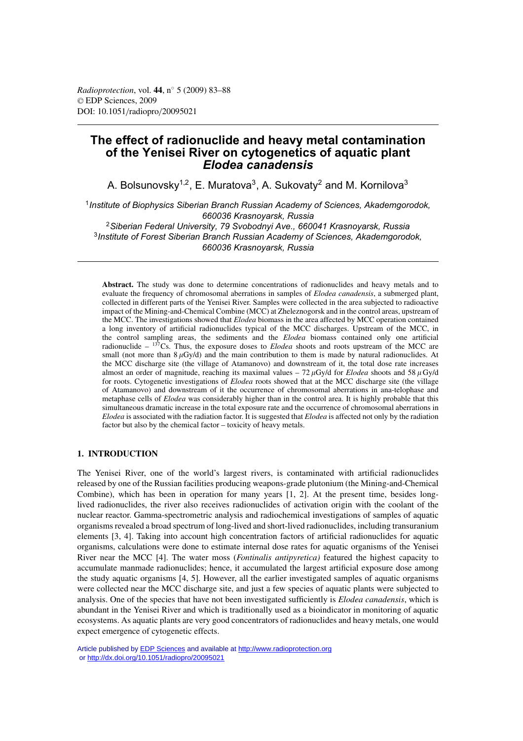# The effect of radionuclide and heavy metal contamination of the Yenisei River on cytogenetics of aquatic plant *Elodea canadensis*

A. Bolsunovsky[1,2], E. Muratova[3], A. Sukovaty[2] and M. Kornilova[3]

[1] *Institute of Biophysics Siberian Branch Russian Academy of Sciences, Akademgorodok, 660036 Krasnoyarsk, Russia*
[2] *Siberian Federal University, 79 Svobodnyi Ave., 660041 Krasnoyarsk, Russia*
[3] *Institute of Forest Siberian Branch Russian Academy of Sciences, Akademgorodok, 660036 Krasnoyarsk, Russia*

**Abstract.** The study was done to determine concentrations of radionuclides and heavy metals and to evaluate the frequency of chromosomal aberrations in samples of *Elodea canadensis*, a submerged plant, collected in different parts of the Yenisei River. Samples were collected in the area subjected to radioactive impact of the Mining-and-Chemical Combine (MCC) at Zheleznogorsk and in the control areas, upstream of the MCC. The investigations showed that *Elodea* biomass in the area affected by MCC operation contained a long inventory of artificial radionuclides typical of the MCC discharges. Upstream of the MCC, in the control sampling areas, the sediments and the *Elodea* biomass contained only one artificial radionuclide – $^{137}$Cs. Thus, the exposure doses to *Elodea* shoots and roots upstream of the MCC are small (not more than 8 $\mu$Gy/d) and the main contribution to them is made by natural radionuclides. At the MCC discharge site (the village of Atamanovo) and downstream of it, the total dose rate increases almost an order of magnitude, reaching its maximal values – 72 $\mu$Gy/d for *Elodea* shoots and 58 $\mu$Gy/d for roots. Cytogenetic investigations of *Elodea* roots showed that at the MCC discharge site (the village of Atamanovo) and downstream of it the occurrence of chromosomal aberrations in ana-telophase and metaphase cells of *Elodea* was considerably higher than in the control area. It is highly probable that this simultaneous dramatic increase in the total exposure rate and the occurrence of chromosomal aberrations in *Elodea* is associated with the radiation factor. It is suggested that *Elodea* is affected not only by the radiation factor but also by the chemical factor – toxicity of heavy metals.

## 1. INTRODUCTION

The Yenisei River, one of the world's largest rivers, is contaminated with artificial radionuclides released by one of the Russian facilities producing weapons-grade plutonium (the Mining-and-Chemical Combine), which has been in operation for many years [1, 2]. At the present time, besides long-lived radionuclides, the river also receives radionuclides of activation origin with the coolant of the nuclear reactor. Gamma-spectrometric analysis and radiochemical investigations of samples of aquatic organisms revealed a broad spectrum of long-lived and short-lived radionuclides, including transuranium elements [3, 4]. Taking into account high concentration factors of artificial radionuclides for aquatic organisms, calculations were done to estimate internal dose rates for aquatic organisms of the Yenisei River near the MCC [4]. The water moss (*Fontinalis antipyretica)* featured the highest capacity to accumulate manmade radionuclides; hence, it accumulated the largest artificial exposure dose among the study aquatic organisms [4, 5]. However, all the earlier investigated samples of aquatic organisms were collected near the MCC discharge site, and just a few species of aquatic plants were subjected to analysis. One of the species that have not been investigated sufficiently is *Elodea canadensis*, which is abundant in the Yenisei River and which is traditionally used as a bioindicator in monitoring of aquatic ecosystems. As aquatic plants are very good concentrators of radionuclides and heavy metals, one would expect emergence of cytogenetic effects.

Article published by EDP Sciences and available at http://www.radioprotection.org or http://dx.doi.org/10.1051/radiopro/20095021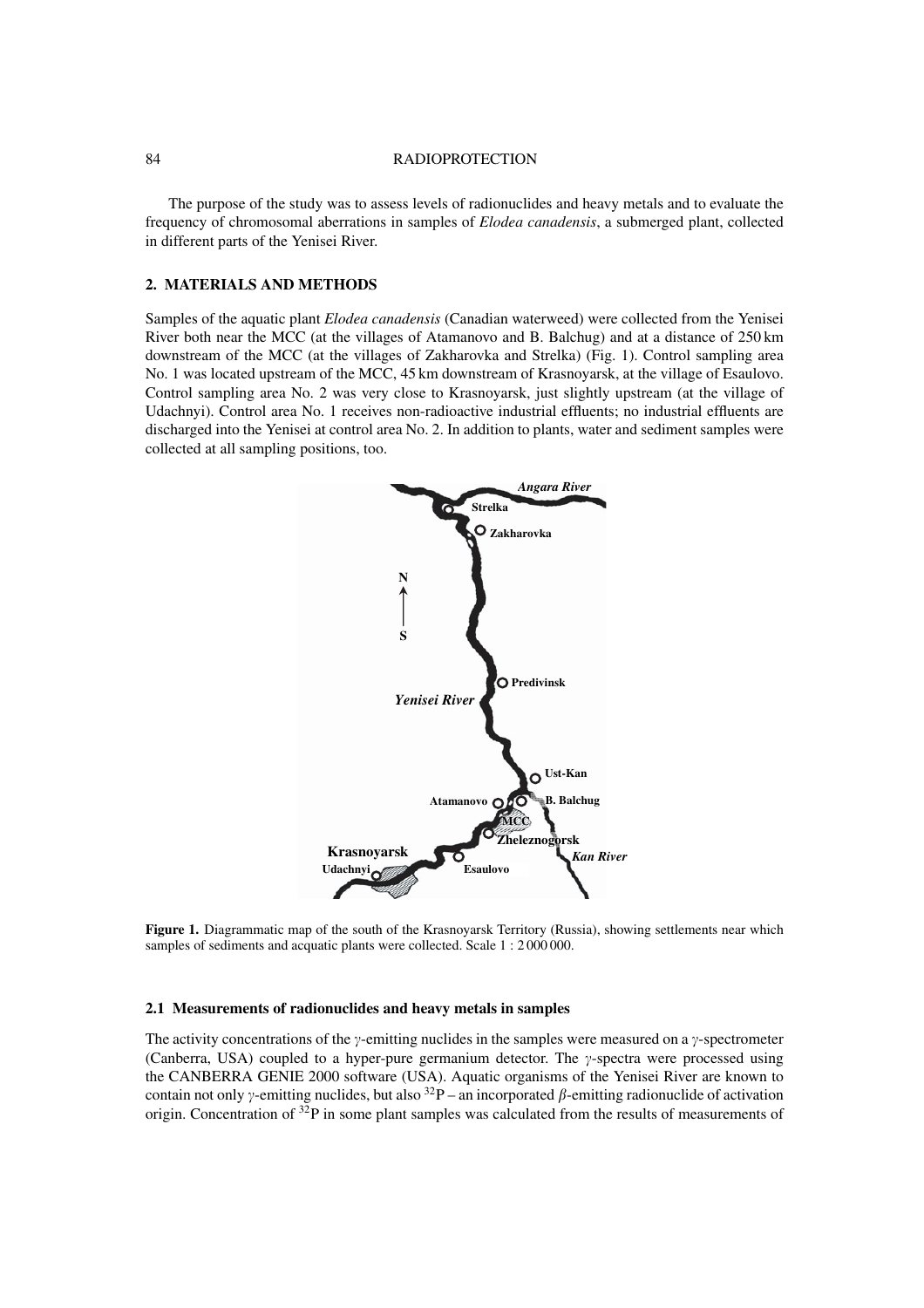The purpose of the study was to assess levels of radionuclides and heavy metals and to evaluate the frequency of chromosomal aberrations in samples of *Elodea canadensis*, a submerged plant, collected in different parts of the Yenisei River.

## 2. MATERIALS AND METHODS

Samples of the aquatic plant *Elodea canadensis* (Canadian waterweed) were collected from the Yenisei River both near the MCC (at the villages of Atamanovo and B. Balchug) and at a distance of 250 km downstream of the MCC (at the villages of Zakharovka and Strelka) (Fig. 1). Control sampling area No. 1 was located upstream of the MCC, 45 km downstream of Krasnoyarsk, at the village of Esaulovo. Control sampling area No. 2 was very close to Krasnoyarsk, just slightly upstream (at the village of Udachnyi). Control area No. 1 receives non-radioactive industrial effluents; no industrial effluents are discharged into the Yenisei at control area No. 2. In addition to plants, water and sediment samples were collected at all sampling positions, too.

**Figure 1.** Diagrammatic map of the south of the Krasnoyarsk Territory (Russia), showing settlements near which samples of sediments and acquatic plants were collected. Scale 1 : 2 000 000.

### 2.1 Measurements of radionuclides and heavy metals in samples

The activity concentrations of the $\gamma$-emitting nuclides in the samples were measured on a $\gamma$-spectrometer (Canberra, USA) coupled to a hyper-pure germanium detector. The $\gamma$-spectra were processed using the CANBERRA GENIE 2000 software (USA). Aquatic organisms of the Yenisei River are known to contain not only $\gamma$-emitting nuclides, but also $^{32}P$ – an incorporated $\beta$-emitting radionuclide of activation origin. Concentration of $^{32}P$ in some plant samples was calculated from the results of measurements of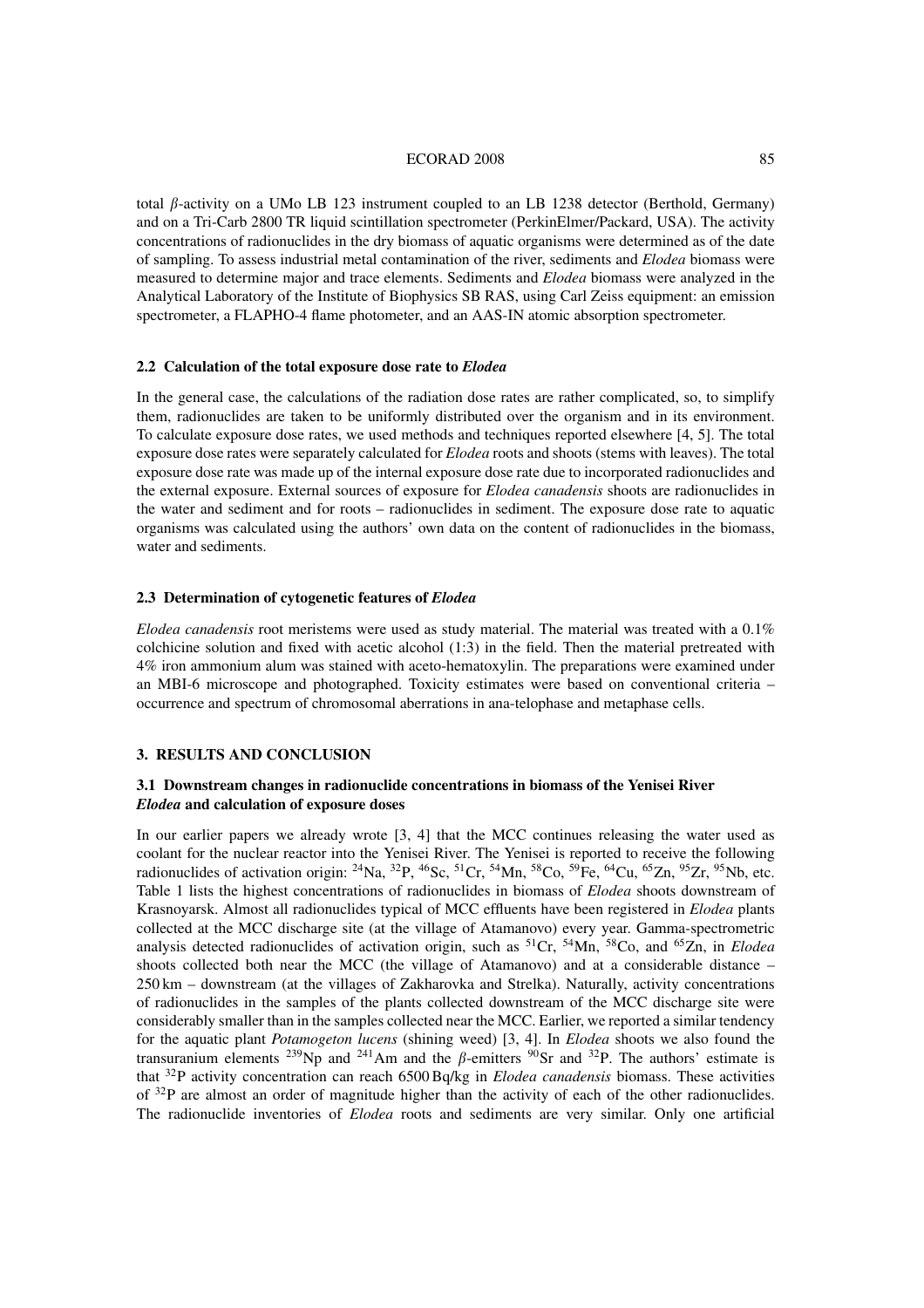total $\beta$-activity on a UMo LB 123 instrument coupled to an LB 1238 detector (Berthold, Germany) and on a Tri-Carb 2800 TR liquid scintillation spectrometer (PerkinElmer/Packard, USA). The activity concentrations of radionuclides in the dry biomass of aquatic organisms were determined as of the date of sampling. To assess industrial metal contamination of the river, sediments and *Elodea* biomass were measured to determine major and trace elements. Sediments and *Elodea* biomass were analyzed in the Analytical Laboratory of the Institute of Biophysics SB RAS, using Carl Zeiss equipment: an emission spectrometer, a FLAPHO-4 flame photometer, and an AAS-IN atomic absorption spectrometer.

### 2.2 Calculation of the total exposure dose rate to *Elodea*

In the general case, the calculations of the radiation dose rates are rather complicated, so, to simplify them, radionuclides are taken to be uniformly distributed over the organism and in its environment. To calculate exposure dose rates, we used methods and techniques reported elsewhere [4, 5]. The total exposure dose rates were separately calculated for *Elodea* roots and shoots (stems with leaves). The total exposure dose rate was made up of the internal exposure dose rate due to incorporated radionuclides and the external exposure. External sources of exposure for *Elodea canadensis* shoots are radionuclides in the water and sediment and for roots – radionuclides in sediment. The exposure dose rate to aquatic organisms was calculated using the authors' own data on the content of radionuclides in the biomass, water and sediments.

### 2.3 Determination of cytogenetic features of *Elodea*

*Elodea canadensis* root meristems were used as study material. The material was treated with a 0.1% colchicine solution and fixed with acetic alcohol (1:3) in the field. Then the material pretreated with 4% iron ammonium alum was stained with aceto-hematoxylin. The preparations were examined under an MBI-6 microscope and photographed. Toxicity estimates were based on conventional criteria – occurrence and spectrum of chromosomal aberrations in ana-telophase and metaphase cells.

## 3. RESULTS AND CONCLUSION

### 3.1 Downstream changes in radionuclide concentrations in biomass of the Yenisei River *Elodea* and calculation of exposure doses

In our earlier papers we already wrote [3, 4] that the MCC continues releasing the water used as coolant for the nuclear reactor into the Yenisei River. The Yenisei is reported to receive the following radionuclides of activation origin: $^{24}$Na, $^{32}$P, $^{46}$Sc, $^{51}$Cr, $^{54}$Mn, $^{58}$Co, $^{59}$Fe, $^{64}$Cu, $^{65}$Zn, $^{95}$Zr, $^{95}$Nb, etc. Table 1 lists the highest concentrations of radionuclides in biomass of *Elodea* shoots downstream of Krasnoyarsk. Almost all radionuclides typical of MCC effluents have been registered in *Elodea* plants collected at the MCC discharge site (at the village of Atamanovo) every year. Gamma-spectrometric analysis detected radionuclides of activation origin, such as $^{51}$Cr, $^{54}$Mn, $^{58}$Co, and $^{65}$Zn, in *Elodea* shoots collected both near the MCC (the village of Atamanovo) and at a considerable distance – 250 km – downstream (at the villages of Zakharovka and Strelka). Naturally, activity concentrations of radionuclides in the samples of the plants collected downstream of the MCC discharge site were considerably smaller than in the samples collected near the MCC. Earlier, we reported a similar tendency for the aquatic plant *Potamogeton lucens* (shining weed) [3, 4]. In *Elodea* shoots we also found the transuranium elements $^{239}$Np and $^{241}$Am and the $\beta$-emitters $^{90}$Sr and $^{32}$P. The authors' estimate is that $^{32}$P activity concentration can reach 6500 Bq/kg in *Elodea canadensis* biomass. These activities of $^{32}$P are almost an order of magnitude higher than the activity of each of the other radionuclides. The radionuclide inventories of *Elodea* roots and sediments are very similar. Only one artificial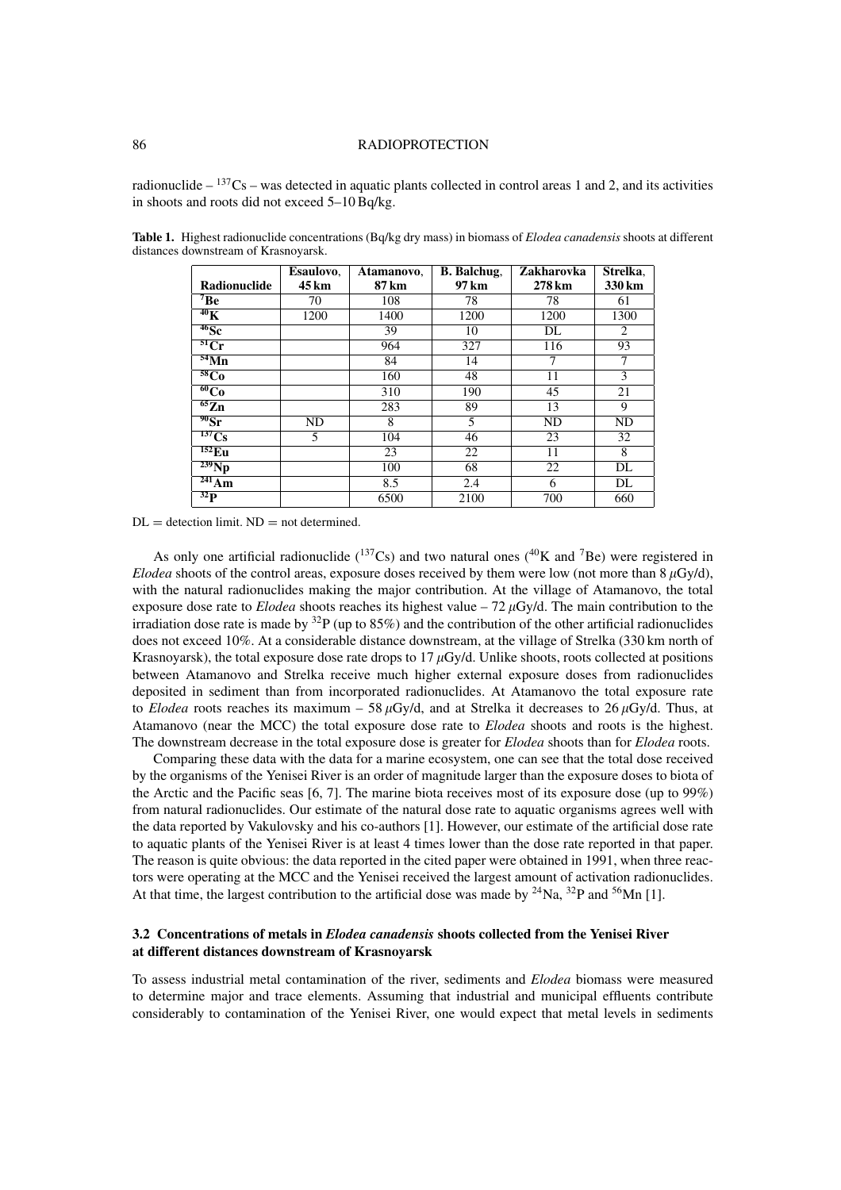radionuclide – $^{137}Cs$ – was detected in aquatic plants collected in control areas 1 and 2, and its activities in shoots and roots did not exceed 5–10 Bq/kg.

**Table 1.** Highest radionuclide concentrations (Bq/kg dry mass) in biomass of *Elodea canadensis* shoots at different distances downstream of Krasnoyarsk.

| Radionuclide | Esaulovo, 45 km | Atamanovo, 87 km | B. Balchug, 97 km | Zakharovka 278 km | Strelka, 330 km |
|---|---|---|---|---|---|
| $^{7}Be$ | 70 | 108 | 78 | 78 | 61 |
| $^{40}K$ | 1200 | 1400 | 1200 | 1200 | 1300 |
| $^{46}Sc$ | | 39 | 10 | DL | 2 |
| $^{51}Cr$ | | 964 | 327 | 116 | 93 |
| $^{54}Mn$ | | 84 | 14 | 7 | 7 |
| $^{58}Co$ | | 160 | 48 | 11 | 3 |
| $^{60}Co$ | | 310 | 190 | 45 | 21 |
| $^{65}Zn$ | | 283 | 89 | 13 | 9 |
| $^{90}Sr$ | ND | 8 | 5 | ND | ND |
| $^{137}Cs$ | 5 | 104 | 46 | 23 | 32 |
| $^{152}Eu$ | | 23 | 22 | 11 | 8 |
| $^{239}Np$ | | 100 | 68 | 22 | DL |
| $^{241}Am$ | | 8.5 | 2.4 | 6 | DL |
| $^{32}P$ | | 6500 | 2100 | 700 | 660 |

DL = detection limit. ND = not determined.

As only one artificial radionuclide ($^{137}Cs$) and two natural ones ($^{40}K$ and $^{7}Be$) were registered in *Elodea* shoots of the control areas, exposure doses received by them were low (not more than 8 $\mu$Gy/d), with the natural radionuclides making the major contribution. At the village of Atamanovo, the total exposure dose rate to *Elodea* shoots reaches its highest value – 72 $\mu$Gy/d. The main contribution to the irradiation dose rate is made by $^{32}P$ (up to 85%) and the contribution of the other artificial radionuclides does not exceed 10%. At a considerable distance downstream, at the village of Strelka (330 km north of Krasnoyarsk), the total exposure dose rate drops to 17 $\mu$Gy/d. Unlike shoots, roots collected at positions between Atamanovo and Strelka receive much higher external exposure doses from radionuclides deposited in sediment than from incorporated radionuclides. At Atamanovo the total exposure rate to *Elodea* roots reaches its maximum – 58 $\mu$Gy/d, and at Strelka it decreases to 26 $\mu$Gy/d. Thus, at Atamanovo (near the MCC) the total exposure dose rate to *Elodea* shoots and roots is the highest. The downstream decrease in the total exposure dose is greater for *Elodea* shoots than for *Elodea* roots.

Comparing these data with the data for a marine ecosystem, one can see that the total dose received by the organisms of the Yenisei River is an order of magnitude larger than the exposure doses to biota of the Arctic and the Pacific seas [6, 7]. The marine biota receives most of its exposure dose (up to 99%) from natural radionuclides. Our estimate of the natural dose rate to aquatic organisms agrees well with the data reported by Vakulovsky and his co-authors [1]. However, our estimate of the artificial dose rate to aquatic plants of the Yenisei River is at least 4 times lower than the dose rate reported in that paper. The reason is quite obvious: the data reported in the cited paper were obtained in 1991, when three reactors were operating at the MCC and the Yenisei received the largest amount of activation radionuclides. At that time, the largest contribution to the artificial dose was made by $^{24}Na$, $^{32}P$ and $^{56}Mn$ [1].

### 3.2 Concentrations of metals in *Elodea canadensis* shoots collected from the Yenisei River at different distances downstream of Krasnoyarsk

To assess industrial metal contamination of the river, sediments and *Elodea* biomass were measured to determine major and trace elements. Assuming that industrial and municipal effluents contribute considerably to contamination of the Yenisei River, one would expect that metal levels in sediments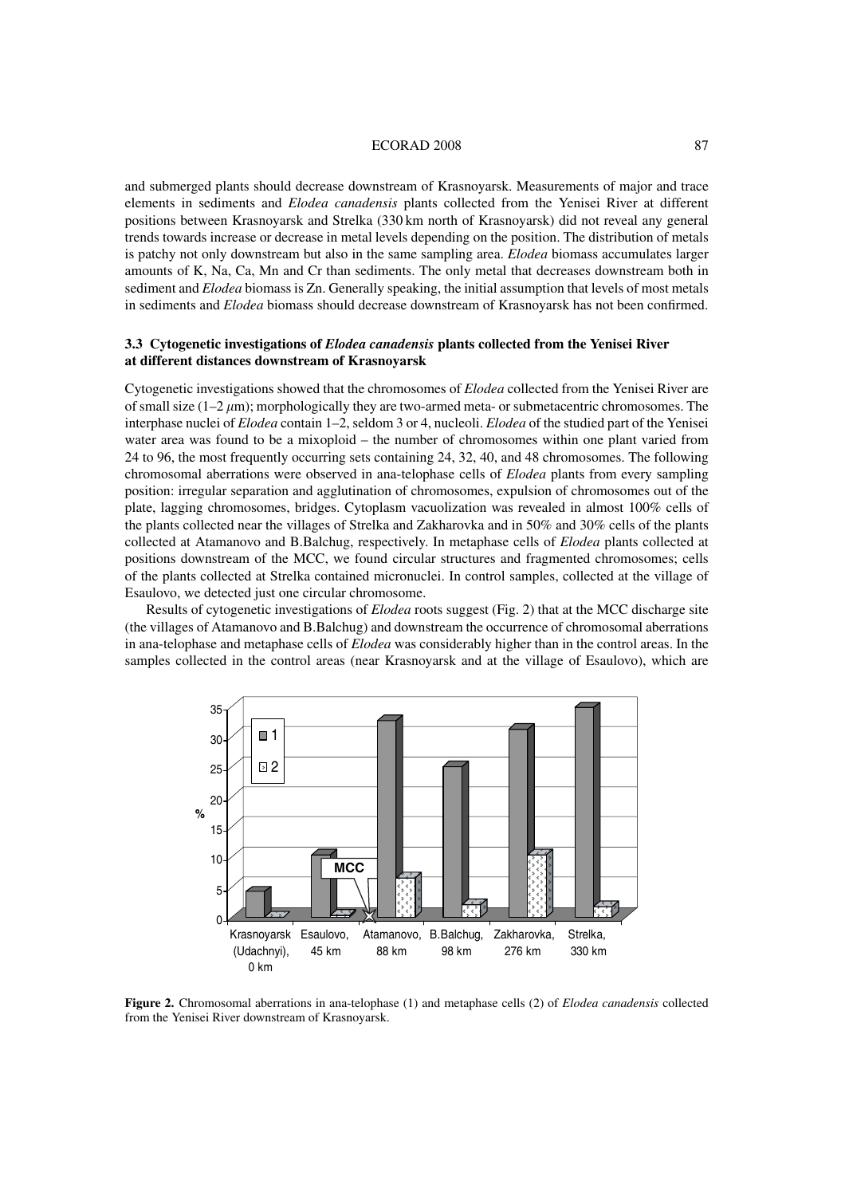and submerged plants should decrease downstream of Krasnoyarsk. Measurements of major and trace elements in sediments and *Elodea canadensis* plants collected from the Yenisei River at different positions between Krasnoyarsk and Strelka (330 km north of Krasnoyarsk) did not reveal any general trends towards increase or decrease in metal levels depending on the position. The distribution of metals is patchy not only downstream but also in the same sampling area. *Elodea* biomass accumulates larger amounts of K, Na, Ca, Mn and Cr than sediments. The only metal that decreases downstream both in sediment and *Elodea* biomass is Zn. Generally speaking, the initial assumption that levels of most metals in sediments and *Elodea* biomass should decrease downstream of Krasnoyarsk has not been confirmed.

### 3.3 Cytogenetic investigations of *Elodea canadensis* plants collected from the Yenisei River at different distances downstream of Krasnoyarsk

Cytogenetic investigations showed that the chromosomes of *Elodea* collected from the Yenisei River are of small size (1–2 $\mu$m); morphologically they are two-armed meta- or submetacentric chromosomes. The interphase nuclei of *Elodea* contain 1–2, seldom 3 or 4, nucleoli. *Elodea* of the studied part of the Yenisei water area was found to be a mixoploid – the number of chromosomes within one plant varied from 24 to 96, the most frequently occurring sets containing 24, 32, 40, and 48 chromosomes. The following chromosomal aberrations were observed in ana-telophase cells of *Elodea* plants from every sampling position: irregular separation and agglutination of chromosomes, expulsion of chromosomes out of the plate, lagging chromosomes, bridges. Cytoplasm vacuolization was revealed in almost 100% cells of the plants collected near the villages of Strelka and Zakharovka and in 50% and 30% cells of the plants collected at Atamanovo and B.Balchug, respectively. In metaphase cells of *Elodea* plants collected at positions downstream of the MCC, we found circular structures and fragmented chromosomes; cells of the plants collected at Strelka contained micronuclei. In control samples, collected at the village of Esaulovo, we detected just one circular chromosome.

Results of cytogenetic investigations of *Elodea* roots suggest (Fig. 2) that at the MCC discharge site (the villages of Atamanovo and B.Balchug) and downstream the occurrence of chromosomal aberrations in ana-telophase and metaphase cells of *Elodea* was considerably higher than in the control areas. In the samples collected in the control areas (near Krasnoyarsk and at the village of Esaulovo), which are

**Figure 2.** Chromosomal aberrations in ana-telophase (1) and metaphase cells (2) of *Elodea canadensis* collected from the Yenisei River downstream of Krasnoyarsk.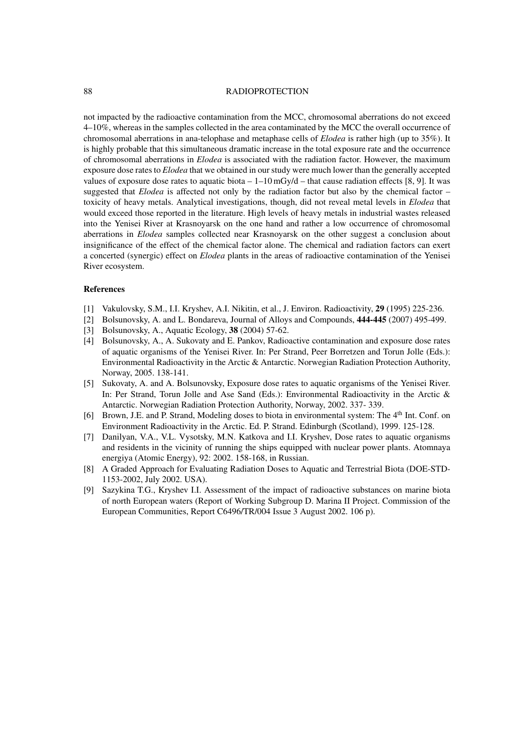not impacted by the radioactive contamination from the MCC, chromosomal aberrations do not exceed 4–10%, whereas in the samples collected in the area contaminated by the MCC the overall occurrence of chromosomal aberrations in ana-telophase and metaphase cells of *Elodea* is rather high (up to 35%). It is highly probable that this simultaneous dramatic increase in the total exposure rate and the occurrence of chromosomal aberrations in *Elodea* is associated with the radiation factor. However, the maximum exposure dose rates to *Elodea* that we obtained in our study were much lower than the generally accepted values of exposure dose rates to aquatic biota – 1–10 mGy/d – that cause radiation effects [8, 9]. It was suggested that *Elodea* is affected not only by the radiation factor but also by the chemical factor – toxicity of heavy metals. Analytical investigations, though, did not reveal metal levels in *Elodea* that would exceed those reported in the literature. High levels of heavy metals in industrial wastes released into the Yenisei River at Krasnoyarsk on the one hand and rather a low occurrence of chromosomal aberrations in *Elodea* samples collected near Krasnoyarsk on the other suggest a conclusion about insignificance of the effect of the chemical factor alone. The chemical and radiation factors can exert a concerted (synergic) effect on *Elodea* plants in the areas of radioactive contamination of the Yenisei River ecosystem.

**References**

[1] Vakulovsky, S.M., I.I. Kryshev, A.I. Nikitin, et al., J. Environ. Radioactivity, **29** (1995) 225-236.

[2] Bolsunovsky, A. and L. Bondareva, Journal of Alloys and Compounds, **444-445** (2007) 495-499.

[3] Bolsunovsky, A., Aquatic Ecology, **38** (2004) 57-62.

[4] Bolsunovsky, A., A. Sukovaty and E. Pankov, Radioactive contamination and exposure dose rates of aquatic organisms of the Yenisei River. In: Per Strand, Peer Borretzen and Torun Jolle (Eds.): Environmental Radioactivity in the Arctic & Antarctic. Norwegian Radiation Protection Authority, Norway, 2005. 138-141.

[5] Sukovaty, A. and A. Bolsunovsky, Exposure dose rates to aquatic organisms of the Yenisei River. In: Per Strand, Torun Jolle and Ase Sand (Eds.): Environmental Radioactivity in the Arctic & Antarctic. Norwegian Radiation Protection Authority, Norway, 2002. 337- 339.

[6] Brown, J.E. and P. Strand, Modeling doses to biota in environmental system: The 4th Int. Conf. on Environment Radioactivity in the Arctic. Ed. P. Strand. Edinburgh (Scotland), 1999. 125-128.

[7] Danilyan, V.A., V.L. Vysotsky, M.N. Katkova and I.I. Kryshev, Dose rates to aquatic organisms and residents in the vicinity of running the ships equipped with nuclear power plants. Atomnaya energiya (Atomic Energy), 92: 2002. 158-168, in Russian.

[8] A Graded Approach for Evaluating Radiation Doses to Aquatic and Terrestrial Biota (DOE-STD-1153-2002, July 2002. USA).

[9] Sazykina T.G., Kryshev I.I. Assessment of the impact of radioactive substances on marine biota of north European waters (Report of Working Subgroup D. Marina II Project. Commission of the European Communities, Report C6496/TR/004 Issue 3 August 2002. 106 p).